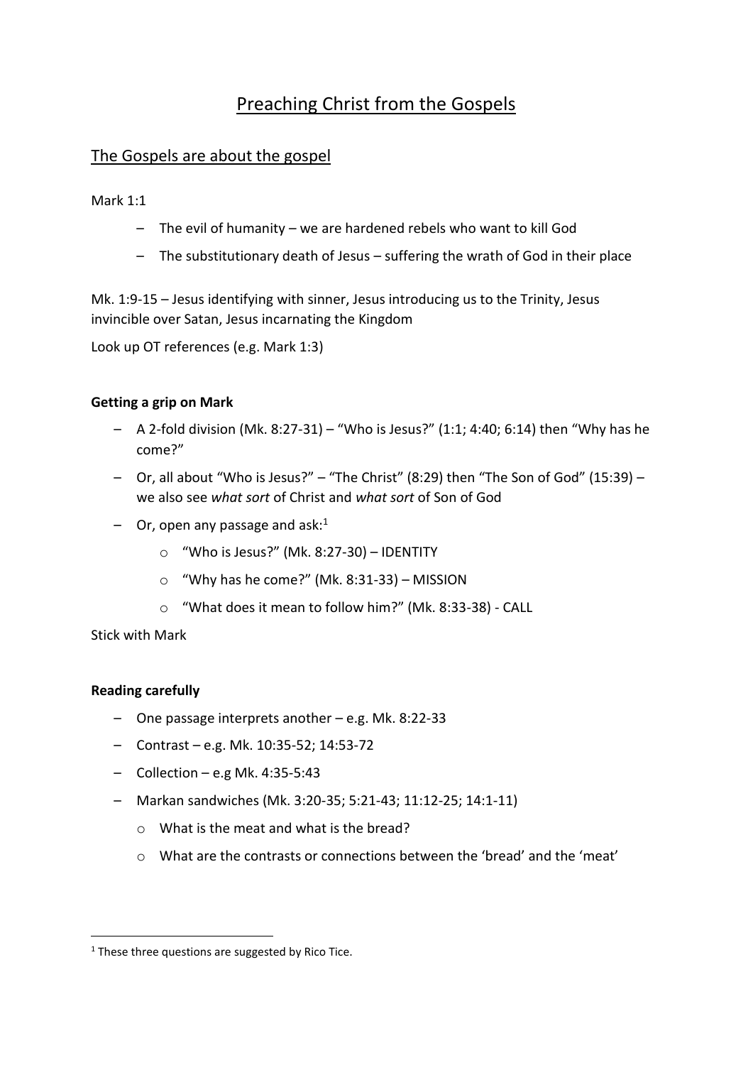# Preaching Christ from the Gospels

## The Gospels are about the gospel

Mark 1:1

- The evil of humanity – we are hardened rebels who want to kill God
- The substitutionary death of Jesus – suffering the wrath of God in their place

Mk. 1:9-15 – Jesus identifying with sinner, Jesus introducing us to the Trinity, Jesus invincible over Satan, Jesus incarnating the Kingdom

Look up OT references (e.g. Mark 1:3)

**Getting a grip on Mark**

- A 2-fold division (Mk. 8:27-31) – "Who is Jesus?" (1:1; 4:40; 6:14) then "Why has he come?"
- Or, all about "Who is Jesus?" – "The Christ" (8:29) then "The Son of God" (15:39) – we also see *what sort* of Christ and *what sort* of Son of God
- Or, open any passage and ask:[1]
  - "Who is Jesus?" (Mk. 8:27-30) – IDENTITY
  - "Why has he come?" (Mk. 8:31-33) – MISSION
  - "What does it mean to follow him?" (Mk. 8:33-38) - CALL

Stick with Mark

**Reading carefully**

- One passage interprets another – e.g. Mk. 8:22-33
- Contrast – e.g. Mk. 10:35-52; 14:53-72
- Collection – e.g Mk. 4:35-5:43
- Markan sandwiches (Mk. 3:20-35; 5:21-43; 11:12-25; 14:1-11)
  - What is the meat and what is the bread?
  - What are the contrasts or connections between the 'bread' and the 'meat'

[1] These three questions are suggested by Rico Tice.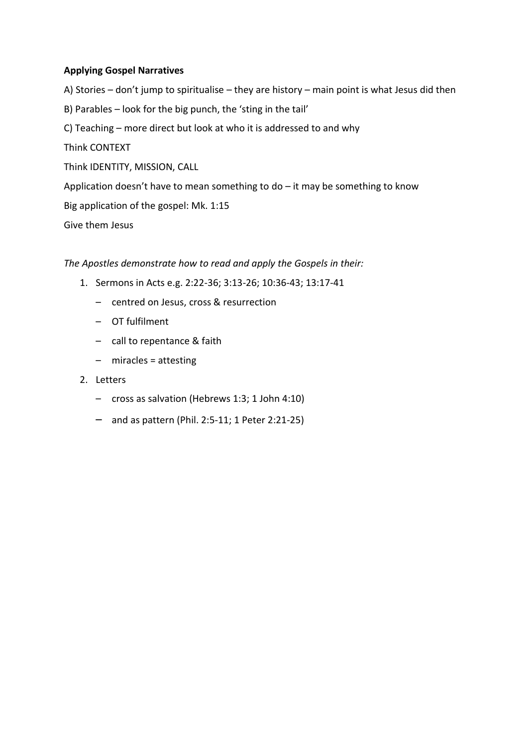**Applying Gospel Narratives**

A) Stories – don't jump to spiritualise – they are history – main point is what Jesus did then

B) Parables – look for the big punch, the 'sting in the tail'

C) Teaching – more direct but look at who it is addressed to and why

Think CONTEXT

Think IDENTITY, MISSION, CALL

Application doesn't have to mean something to do – it may be something to know

Big application of the gospel: Mk. 1:15

Give them Jesus

*The Apostles demonstrate how to read and apply the Gospels in their:*

1. Sermons in Acts e.g. 2:22-36; 3:13-26; 10:36-43; 13:17-41
   - centred on Jesus, cross & resurrection
   - OT fulfilment
   - call to repentance & faith
   - miracles = attesting
2. Letters
   - cross as salvation (Hebrews 1:3; 1 John 4:10)
   - and as pattern (Phil. 2:5-11; 1 Peter 2:21-25)